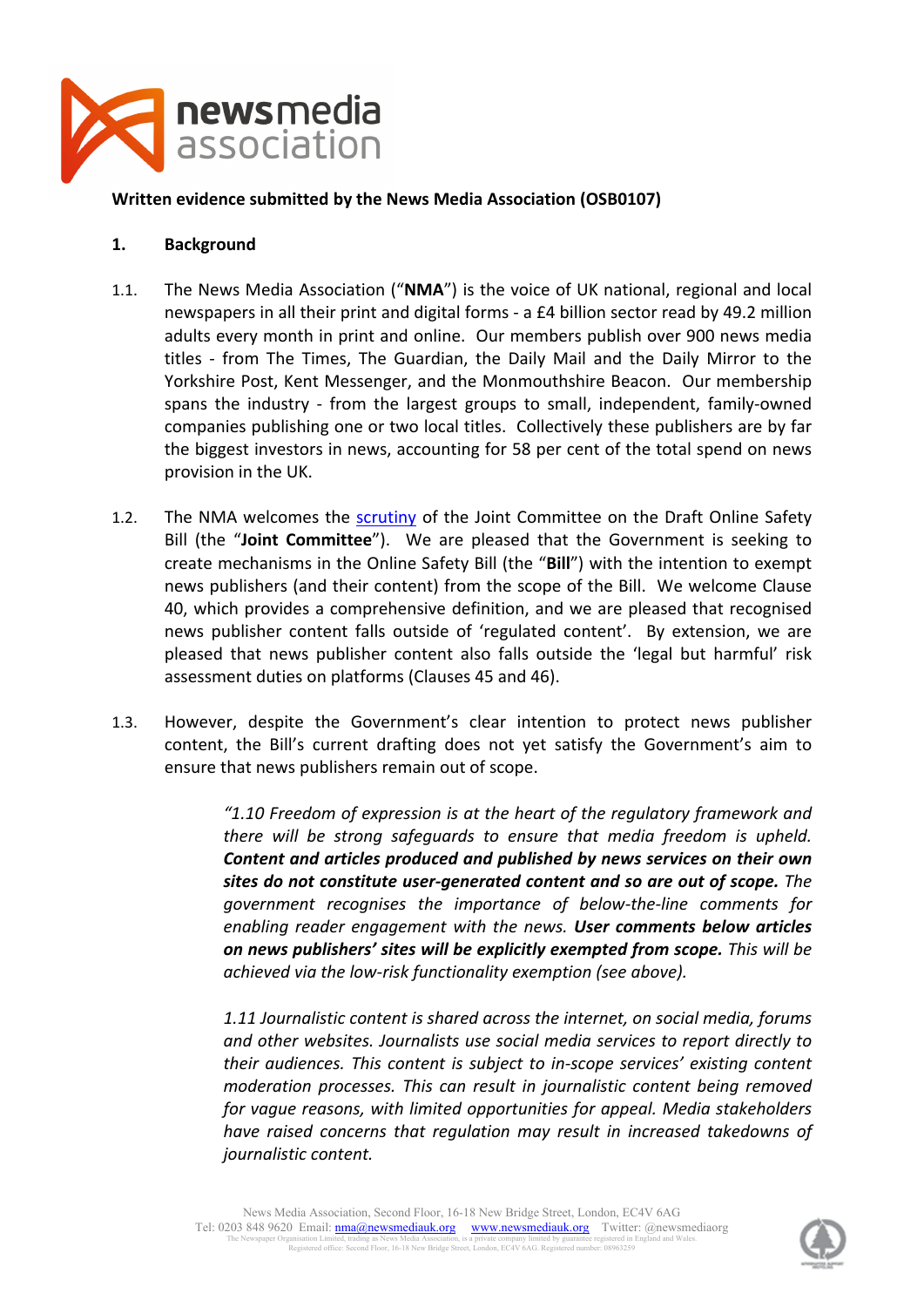**Written evidence submitted by the News Media Association (OSB0107)**

## 1. Background

1.1. The News Media Association ("**NMA**") is the voice of UK national, regional and local newspapers in all their print and digital forms - a £4 billion sector read by 49.2 million adults every month in print and online. Our members publish over 900 news media titles - from The Times, The Guardian, the Daily Mail and the Daily Mirror to the Yorkshire Post, Kent Messenger, and the Monmouthshire Beacon. Our membership spans the industry - from the largest groups to small, independent, family-owned companies publishing one or two local titles. Collectively these publishers are by far the biggest investors in news, accounting for 58 per cent of the total spend on news provision in the UK.

1.2. The NMA welcomes the scrutiny of the Joint Committee on the Draft Online Safety Bill (the "**Joint Committee**"). We are pleased that the Government is seeking to create mechanisms in the Online Safety Bill (the "**Bill**") with the intention to exempt news publishers (and their content) from the scope of the Bill. We welcome Clause 40, which provides a comprehensive definition, and we are pleased that recognised news publisher content falls outside of 'regulated content'. By extension, we are pleased that news publisher content also falls outside the 'legal but harmful' risk assessment duties on platforms (Clauses 45 and 46).

1.3. However, despite the Government's clear intention to protect news publisher content, the Bill's current drafting does not yet satisfy the Government's aim to ensure that news publishers remain out of scope.

> *"1.10 Freedom of expression is at the heart of the regulatory framework and there will be strong safeguards to ensure that media freedom is upheld.* ***Content and articles produced and published by news services on their own sites do not constitute user-generated content and so are out of scope.*** *The government recognises the importance of below-the-line comments for enabling reader engagement with the news.* ***User comments below articles on news publishers' sites will be explicitly exempted from scope.*** *This will be achieved via the low-risk functionality exemption (see above).*
>
> *1.11 Journalistic content is shared across the internet, on social media, forums and other websites. Journalists use social media services to report directly to their audiences. This content is subject to in-scope services' existing content moderation processes. This can result in journalistic content being removed for vague reasons, with limited opportunities for appeal. Media stakeholders have raised concerns that regulation may result in increased takedowns of journalistic content.*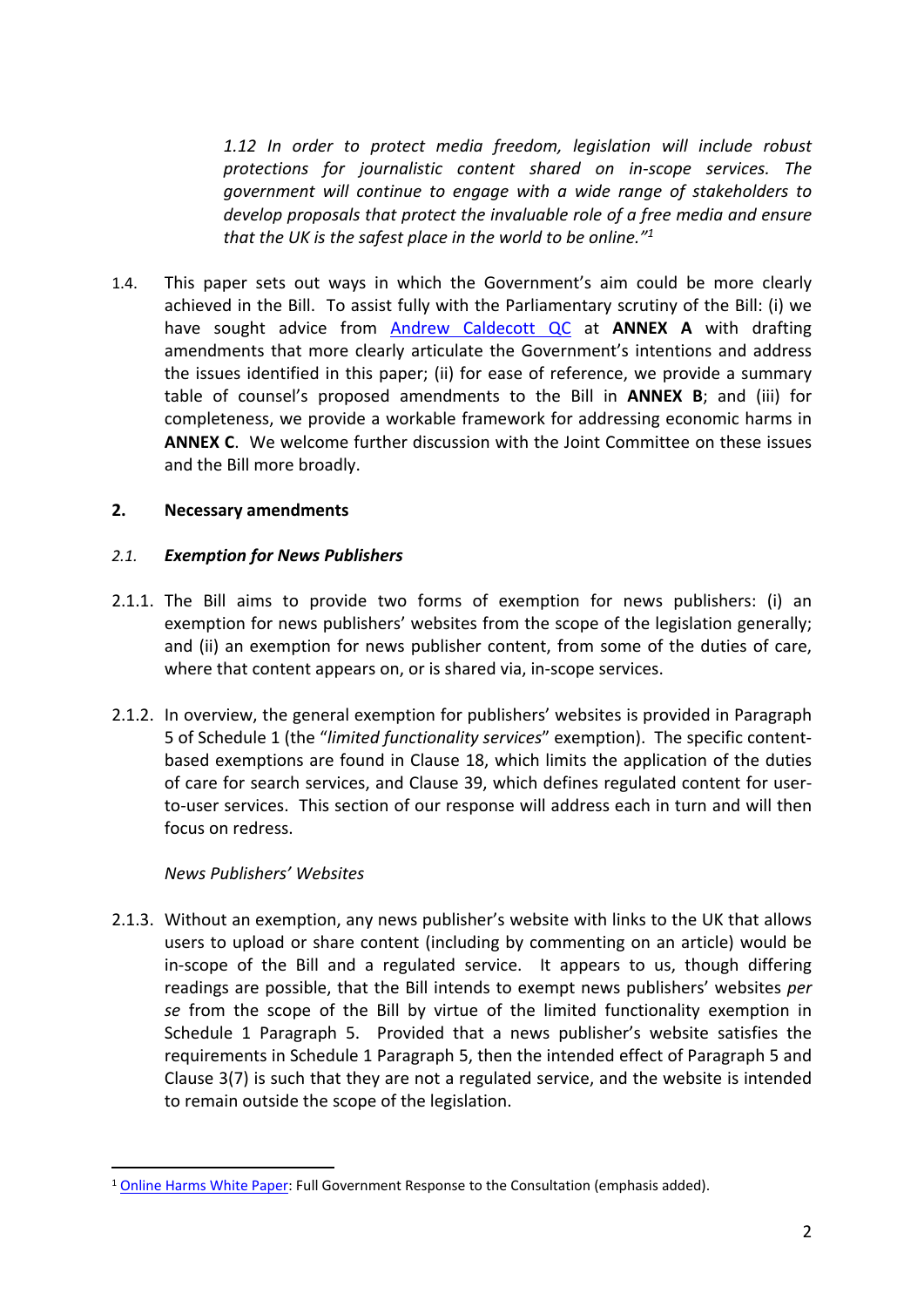*1.12 In order to protect media freedom, legislation will include robust protections for journalistic content shared on in-scope services. The government will continue to engage with a wide range of stakeholders to develop proposals that protect the invaluable role of a free media and ensure that the UK is the safest place in the world to be online."*[1]

1.4. This paper sets out ways in which the Government's aim could be more clearly achieved in the Bill. To assist fully with the Parliamentary scrutiny of the Bill: (i) we have sought advice from [Andrew Caldecott QC](#) at **ANNEX A** with drafting amendments that more clearly articulate the Government's intentions and address the issues identified in this paper; (ii) for ease of reference, we provide a summary table of counsel's proposed amendments to the Bill in **ANNEX B**; and (iii) for completeness, we provide a workable framework for addressing economic harms in **ANNEX C**. We welcome further discussion with the Joint Committee on these issues and the Bill more broadly.

## 2. Necessary amendments

### *2.1. Exemption for News Publishers*

2.1.1. The Bill aims to provide two forms of exemption for news publishers: (i) an exemption for news publishers' websites from the scope of the legislation generally; and (ii) an exemption for news publisher content, from some of the duties of care, where that content appears on, or is shared via, in-scope services.

2.1.2. In overview, the general exemption for publishers' websites is provided in Paragraph 5 of Schedule 1 (the "*limited functionality services*" exemption). The specific content-based exemptions are found in Clause 18, which limits the application of the duties of care for search services, and Clause 39, which defines regulated content for user-to-user services. This section of our response will address each in turn and will then focus on redress.

*News Publishers' Websites*

2.1.3. Without an exemption, any news publisher's website with links to the UK that allows users to upload or share content (including by commenting on an article) would be in-scope of the Bill and a regulated service. It appears to us, though differing readings are possible, that the Bill intends to exempt news publishers' websites *per se* from the scope of the Bill by virtue of the limited functionality exemption in Schedule 1 Paragraph 5. Provided that a news publisher's website satisfies the requirements in Schedule 1 Paragraph 5, then the intended effect of Paragraph 5 and Clause 3(7) is such that they are not a regulated service, and the website is intended to remain outside the scope of the legislation.

---

[1] [Online Harms White Paper](#): Full Government Response to the Consultation (emphasis added).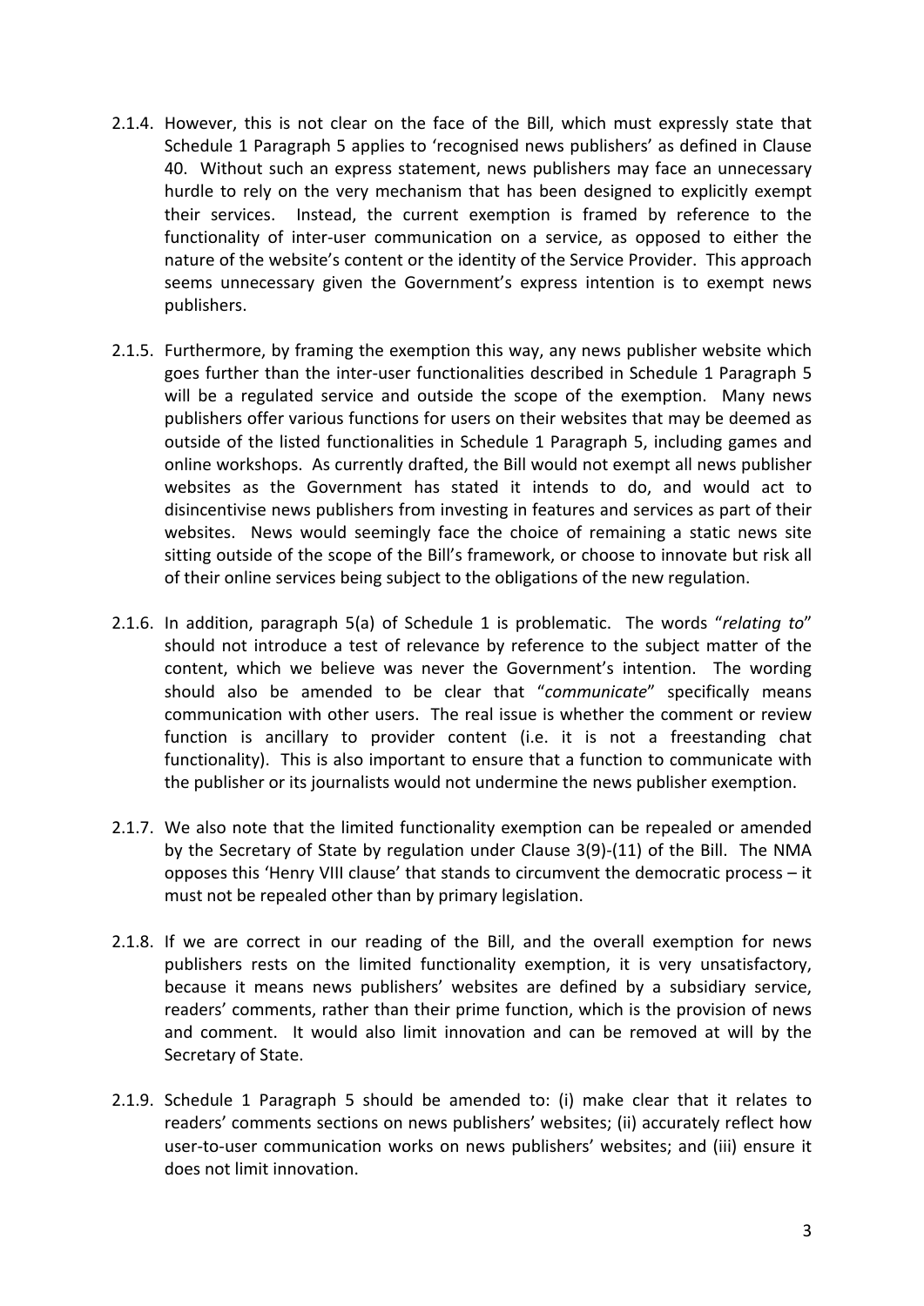2.1.4. However, this is not clear on the face of the Bill, which must expressly state that Schedule 1 Paragraph 5 applies to 'recognised news publishers' as defined in Clause 40. Without such an express statement, news publishers may face an unnecessary hurdle to rely on the very mechanism that has been designed to explicitly exempt their services. Instead, the current exemption is framed by reference to the functionality of inter-user communication on a service, as opposed to either the nature of the website's content or the identity of the Service Provider. This approach seems unnecessary given the Government's express intention is to exempt news publishers.

2.1.5. Furthermore, by framing the exemption this way, any news publisher website which goes further than the inter-user functionalities described in Schedule 1 Paragraph 5 will be a regulated service and outside the scope of the exemption. Many news publishers offer various functions for users on their websites that may be deemed as outside of the listed functionalities in Schedule 1 Paragraph 5, including games and online workshops. As currently drafted, the Bill would not exempt all news publisher websites as the Government has stated it intends to do, and would act to disincentivise news publishers from investing in features and services as part of their websites. News would seemingly face the choice of remaining a static news site sitting outside of the scope of the Bill's framework, or choose to innovate but risk all of their online services being subject to the obligations of the new regulation.

2.1.6. In addition, paragraph 5(a) of Schedule 1 is problematic. The words "*relating to*" should not introduce a test of relevance by reference to the subject matter of the content, which we believe was never the Government's intention. The wording should also be amended to be clear that "*communicate*" specifically means communication with other users. The real issue is whether the comment or review function is ancillary to provider content (i.e. it is not a freestanding chat functionality). This is also important to ensure that a function to communicate with the publisher or its journalists would not undermine the news publisher exemption.

2.1.7. We also note that the limited functionality exemption can be repealed or amended by the Secretary of State by regulation under Clause 3(9)-(11) of the Bill. The NMA opposes this 'Henry VIII clause' that stands to circumvent the democratic process – it must not be repealed other than by primary legislation.

2.1.8. If we are correct in our reading of the Bill, and the overall exemption for news publishers rests on the limited functionality exemption, it is very unsatisfactory, because it means news publishers' websites are defined by a subsidiary service, readers' comments, rather than their prime function, which is the provision of news and comment. It would also limit innovation and can be removed at will by the Secretary of State.

2.1.9. Schedule 1 Paragraph 5 should be amended to: (i) make clear that it relates to readers' comments sections on news publishers' websites; (ii) accurately reflect how user-to-user communication works on news publishers' websites; and (iii) ensure it does not limit innovation.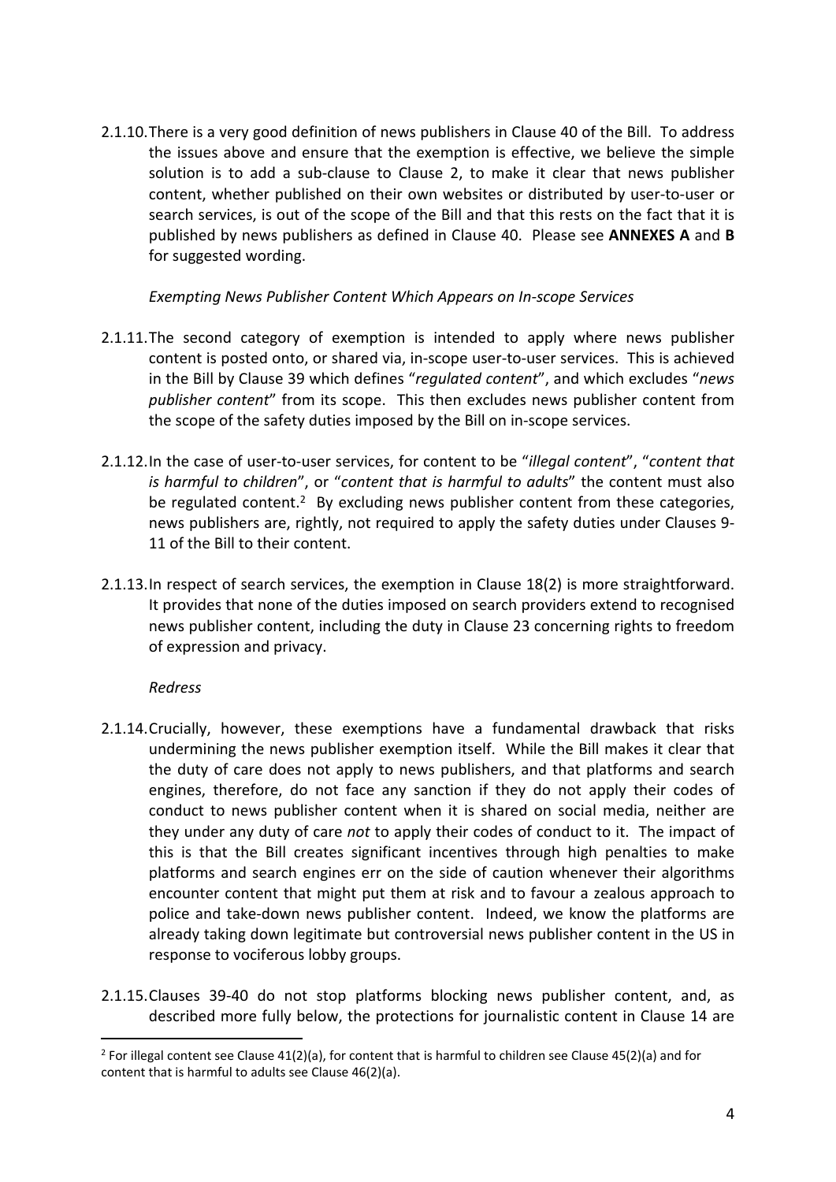2.1.10. There is a very good definition of news publishers in Clause 40 of the Bill. To address the issues above and ensure that the exemption is effective, we believe the simple solution is to add a sub-clause to Clause 2, to make it clear that news publisher content, whether published on their own websites or distributed by user-to-user or search services, is out of the scope of the Bill and that this rests on the fact that it is published by news publishers as defined in Clause 40. Please see **ANNEXES A** and **B** for suggested wording.

*Exempting News Publisher Content Which Appears on In-scope Services*

2.1.11. The second category of exemption is intended to apply where news publisher content is posted onto, or shared via, in-scope user-to-user services. This is achieved in the Bill by Clause 39 which defines "*regulated content*", and which excludes "*news publisher content*" from its scope. This then excludes news publisher content from the scope of the safety duties imposed by the Bill on in-scope services.

2.1.12. In the case of user-to-user services, for content to be "*illegal content*", "*content that is harmful to children*", or "*content that is harmful to adults*" the content must also be regulated content.[2] By excluding news publisher content from these categories, news publishers are, rightly, not required to apply the safety duties under Clauses 9-11 of the Bill to their content.

2.1.13. In respect of search services, the exemption in Clause 18(2) is more straightforward. It provides that none of the duties imposed on search providers extend to recognised news publisher content, including the duty in Clause 23 concerning rights to freedom of expression and privacy.

*Redress*

2.1.14. Crucially, however, these exemptions have a fundamental drawback that risks undermining the news publisher exemption itself. While the Bill makes it clear that the duty of care does not apply to news publishers, and that platforms and search engines, therefore, do not face any sanction if they do not apply their codes of conduct to news publisher content when it is shared on social media, neither are they under any duty of care *not* to apply their codes of conduct to it. The impact of this is that the Bill creates significant incentives through high penalties to make platforms and search engines err on the side of caution whenever their algorithms encounter content that might put them at risk and to favour a zealous approach to police and take-down news publisher content. Indeed, we know the platforms are already taking down legitimate but controversial news publisher content in the US in response to vociferous lobby groups.

2.1.15. Clauses 39-40 do not stop platforms blocking news publisher content, and, as described more fully below, the protections for journalistic content in Clause 14 are

[2] For illegal content see Clause 41(2)(a), for content that is harmful to children see Clause 45(2)(a) and for content that is harmful to adults see Clause 46(2)(a).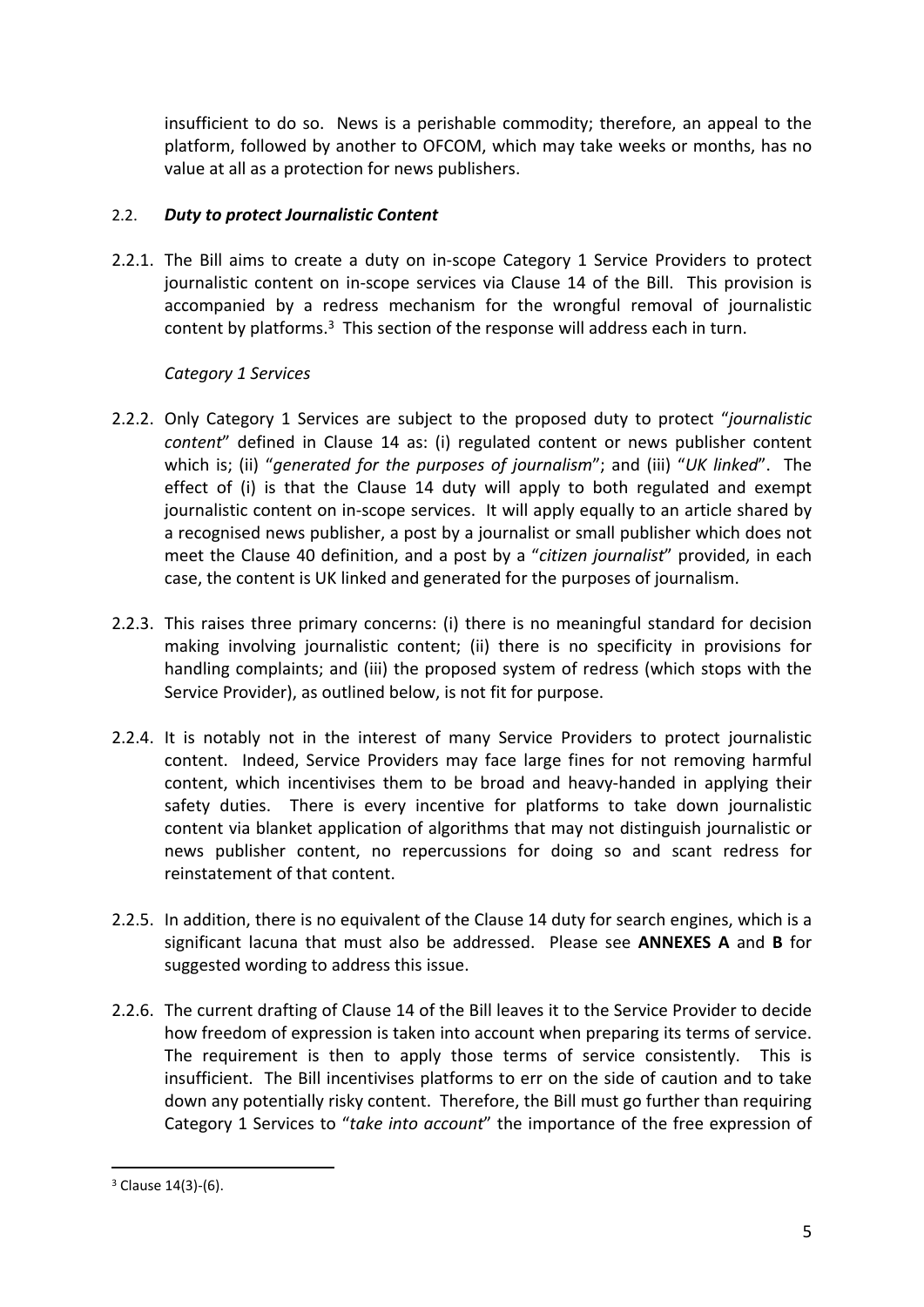insufficient to do so. News is a perishable commodity; therefore, an appeal to the platform, followed by another to OFCOM, which may take weeks or months, has no value at all as a protection for news publishers.

### 2.2. *Duty to protect Journalistic Content*

2.2.1. The Bill aims to create a duty on in-scope Category 1 Service Providers to protect journalistic content on in-scope services via Clause 14 of the Bill. This provision is accompanied by a redress mechanism for the wrongful removal of journalistic content by platforms.[3] This section of the response will address each in turn.

*Category 1 Services*

2.2.2. Only Category 1 Services are subject to the proposed duty to protect "*journalistic content*" defined in Clause 14 as: (i) regulated content or news publisher content which is; (ii) "*generated for the purposes of journalism*"; and (iii) "*UK linked*". The effect of (i) is that the Clause 14 duty will apply to both regulated and exempt journalistic content on in-scope services. It will apply equally to an article shared by a recognised news publisher, a post by a journalist or small publisher which does not meet the Clause 40 definition, and a post by a "*citizen journalist*" provided, in each case, the content is UK linked and generated for the purposes of journalism.

2.2.3. This raises three primary concerns: (i) there is no meaningful standard for decision making involving journalistic content; (ii) there is no specificity in provisions for handling complaints; and (iii) the proposed system of redress (which stops with the Service Provider), as outlined below, is not fit for purpose.

2.2.4. It is notably not in the interest of many Service Providers to protect journalistic content. Indeed, Service Providers may face large fines for not removing harmful content, which incentivises them to be broad and heavy-handed in applying their safety duties. There is every incentive for platforms to take down journalistic content via blanket application of algorithms that may not distinguish journalistic or news publisher content, no repercussions for doing so and scant redress for reinstatement of that content.

2.2.5. In addition, there is no equivalent of the Clause 14 duty for search engines, which is a significant lacuna that must also be addressed. Please see **ANNEXES A** and **B** for suggested wording to address this issue.

2.2.6. The current drafting of Clause 14 of the Bill leaves it to the Service Provider to decide how freedom of expression is taken into account when preparing its terms of service. The requirement is then to apply those terms of service consistently. This is insufficient. The Bill incentivises platforms to err on the side of caution and to take down any potentially risky content. Therefore, the Bill must go further than requiring Category 1 Services to "*take into account*" the importance of the free expression of

---

[3] Clause 14(3)-(6).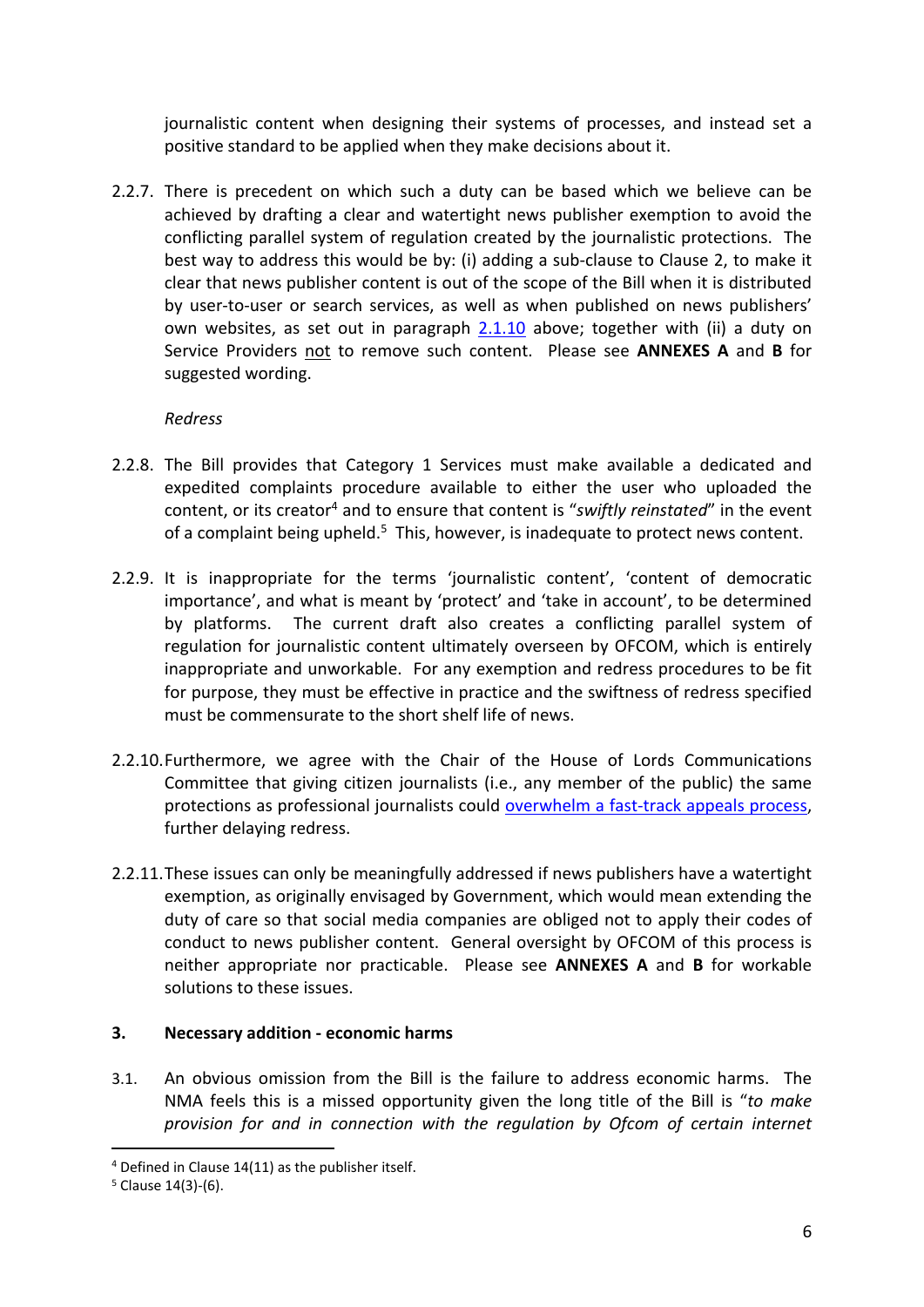journalistic content when designing their systems of processes, and instead set a positive standard to be applied when they make decisions about it.

2.2.7. There is precedent on which such a duty can be based which we believe can be achieved by drafting a clear and watertight news publisher exemption to avoid the conflicting parallel system of regulation created by the journalistic protections. The best way to address this would be by: (i) adding a sub-clause to Clause 2, to make it clear that news publisher content is out of the scope of the Bill when it is distributed by user-to-user or search services, as well as when published on news publishers' own websites, as set out in paragraph 2.1.10 above; together with (ii) a duty on Service Providers not to remove such content. Please see **ANNEXES A** and **B** for suggested wording.

*Redress*

2.2.8. The Bill provides that Category 1 Services must make available a dedicated and expedited complaints procedure available to either the user who uploaded the content, or its creator[4] and to ensure that content is "*swiftly reinstated*" in the event of a complaint being upheld.[5] This, however, is inadequate to protect news content.

2.2.9. It is inappropriate for the terms 'journalistic content', 'content of democratic importance', and what is meant by 'protect' and 'take in account', to be determined by platforms. The current draft also creates a conflicting parallel system of regulation for journalistic content ultimately overseen by OFCOM, which is entirely inappropriate and unworkable. For any exemption and redress procedures to be fit for purpose, they must be effective in practice and the swiftness of redress specified must be commensurate to the short shelf life of news.

2.2.10. Furthermore, we agree with the Chair of the House of Lords Communications Committee that giving citizen journalists (i.e., any member of the public) the same protections as professional journalists could overwhelm a fast-track appeals process, further delaying redress.

2.2.11. These issues can only be meaningfully addressed if news publishers have a watertight exemption, as originally envisaged by Government, which would mean extending the duty of care so that social media companies are obliged not to apply their codes of conduct to news publisher content. General oversight by OFCOM of this process is neither appropriate nor practicable. Please see **ANNEXES A** and **B** for workable solutions to these issues.

## 3. Necessary addition - economic harms

3.1. An obvious omission from the Bill is the failure to address economic harms. The NMA feels this is a missed opportunity given the long title of the Bill is "*to make provision for and in connection with the regulation by Ofcom of certain internet*

---

[4] Defined in Clause 14(11) as the publisher itself.

[5] Clause 14(3)-(6).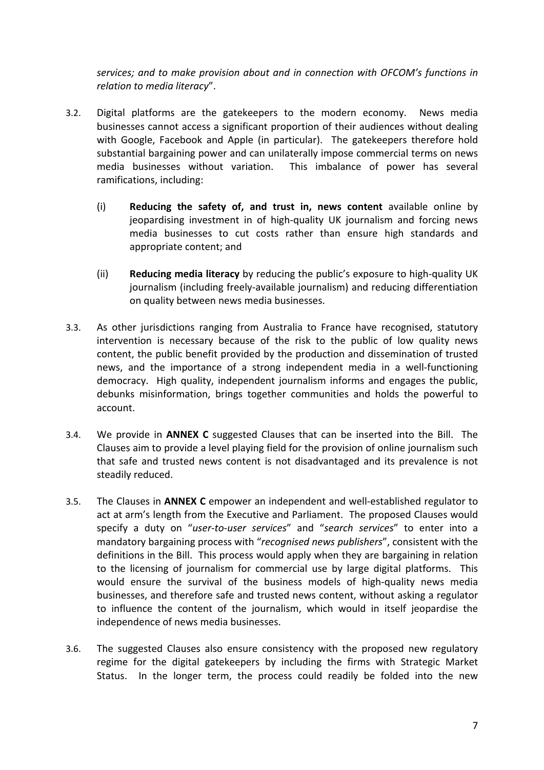*services; and to make provision about and in connection with OFCOM's functions in relation to media literacy*".

3.2. Digital platforms are the gatekeepers to the modern economy. News media businesses cannot access a significant proportion of their audiences without dealing with Google, Facebook and Apple (in particular). The gatekeepers therefore hold substantial bargaining power and can unilaterally impose commercial terms on news media businesses without variation. This imbalance of power has several ramifications, including:

   (i) **Reducing the safety of, and trust in, news content** available online by jeopardising investment in of high-quality UK journalism and forcing news media businesses to cut costs rather than ensure high standards and appropriate content; and

   (ii) **Reducing media literacy** by reducing the public's exposure to high-quality UK journalism (including freely-available journalism) and reducing differentiation on quality between news media businesses.

3.3. As other jurisdictions ranging from Australia to France have recognised, statutory intervention is necessary because of the risk to the public of low quality news content, the public benefit provided by the production and dissemination of trusted news, and the importance of a strong independent media in a well-functioning democracy. High quality, independent journalism informs and engages the public, debunks misinformation, brings together communities and holds the powerful to account.

3.4. We provide in **ANNEX C** suggested Clauses that can be inserted into the Bill. The Clauses aim to provide a level playing field for the provision of online journalism such that safe and trusted news content is not disadvantaged and its prevalence is not steadily reduced.

3.5. The Clauses in **ANNEX C** empower an independent and well-established regulator to act at arm's length from the Executive and Parliament. The proposed Clauses would specify a duty on "*user-to-user services*" and "*search services*" to enter into a mandatory bargaining process with "*recognised news publishers*", consistent with the definitions in the Bill. This process would apply when they are bargaining in relation to the licensing of journalism for commercial use by large digital platforms. This would ensure the survival of the business models of high-quality news media businesses, and therefore safe and trusted news content, without asking a regulator to influence the content of the journalism, which would in itself jeopardise the independence of news media businesses.

3.6. The suggested Clauses also ensure consistency with the proposed new regulatory regime for the digital gatekeepers by including the firms with Strategic Market Status. In the longer term, the process could readily be folded into the new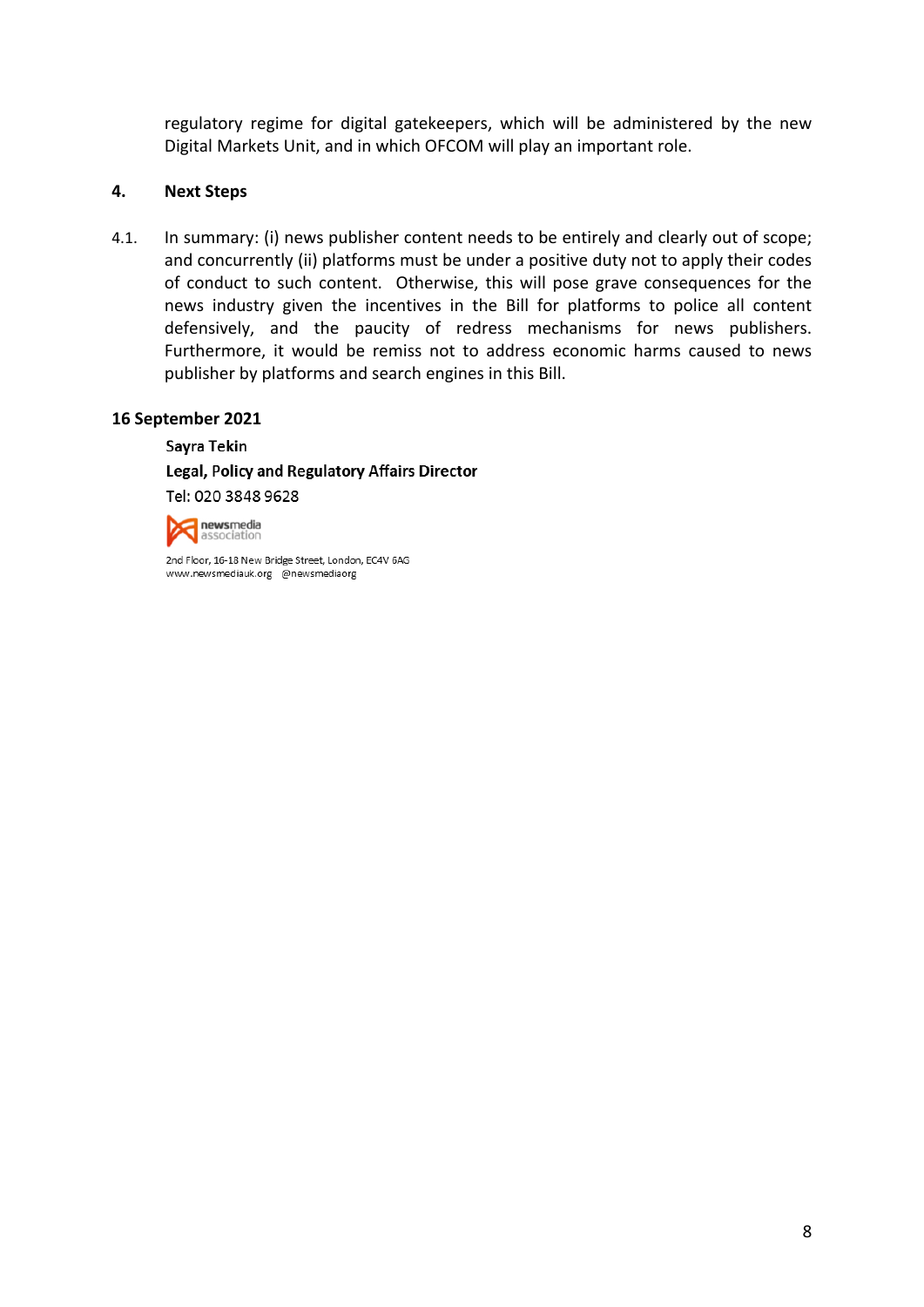regulatory regime for digital gatekeepers, which will be administered by the new Digital Markets Unit, and in which OFCOM will play an important role.

## 4. Next Steps

4.1. In summary: (i) news publisher content needs to be entirely and clearly out of scope; and concurrently (ii) platforms must be under a positive duty not to apply their codes of conduct to such content. Otherwise, this will pose grave consequences for the news industry given the incentives in the Bill for platforms to police all content defensively, and the paucity of redress mechanisms for news publishers. Furthermore, it would be remiss not to address economic harms caused to news publisher by platforms and search engines in this Bill.

**16 September 2021**

Sayra Tekin
**Legal, Policy and Regulatory Affairs Director**
Tel: 020 3848 9628

newsmedia association

2nd Floor, 16-18 New Bridge Street, London, EC4V 6AG
www.newsmediauk.org @newsmediaorg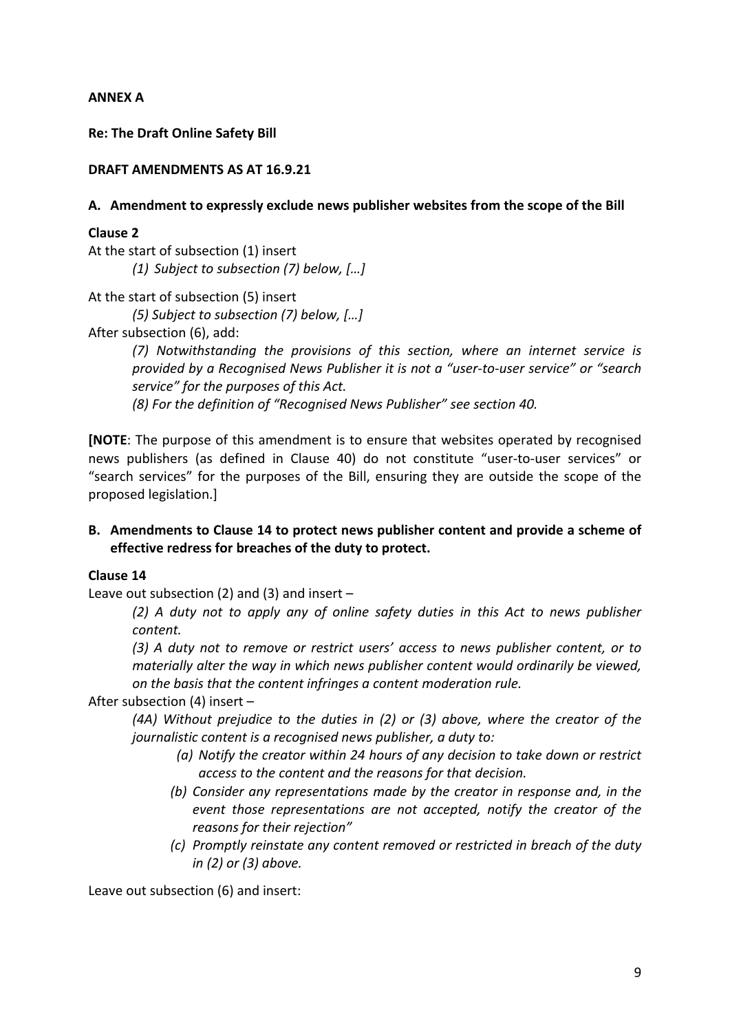**ANNEX A**

**Re: The Draft Online Safety Bill**

**DRAFT AMENDMENTS AS AT 16.9.21**

**A. Amendment to expressly exclude news publisher websites from the scope of the Bill**

**Clause 2**

At the start of subsection (1) insert

> *(1) Subject to subsection (7) below, […]*

At the start of subsection (5) insert

> *(5) Subject to subsection (7) below, […]*

After subsection (6), add:

> *(7) Notwithstanding the provisions of this section, where an internet service is provided by a Recognised News Publisher it is not a "user-to-user service" or "search service" for the purposes of this Act.*
>
> *(8) For the definition of "Recognised News Publisher" see section 40.*

**[NOTE**: The purpose of this amendment is to ensure that websites operated by recognised news publishers (as defined in Clause 40) do not constitute "user-to-user services" or "search services" for the purposes of the Bill, ensuring they are outside the scope of the proposed legislation.]

**B. Amendments to Clause 14 to protect news publisher content and provide a scheme of effective redress for breaches of the duty to protect.**

**Clause 14**

Leave out subsection (2) and (3) and insert –

> *(2) A duty not to apply any of online safety duties in this Act to news publisher content.*
>
> *(3) A duty not to remove or restrict users' access to news publisher content, or to materially alter the way in which news publisher content would ordinarily be viewed, on the basis that the content infringes a content moderation rule.*

After subsection (4) insert –

> *(4A) Without prejudice to the duties in (2) or (3) above, where the creator of the journalistic content is a recognised news publisher, a duty to:*
>
> *(a) Notify the creator within 24 hours of any decision to take down or restrict access to the content and the reasons for that decision.*
>
> *(b) Consider any representations made by the creator in response and, in the event those representations are not accepted, notify the creator of the reasons for their rejection"*
>
> *(c) Promptly reinstate any content removed or restricted in breach of the duty in (2) or (3) above.*

Leave out subsection (6) and insert: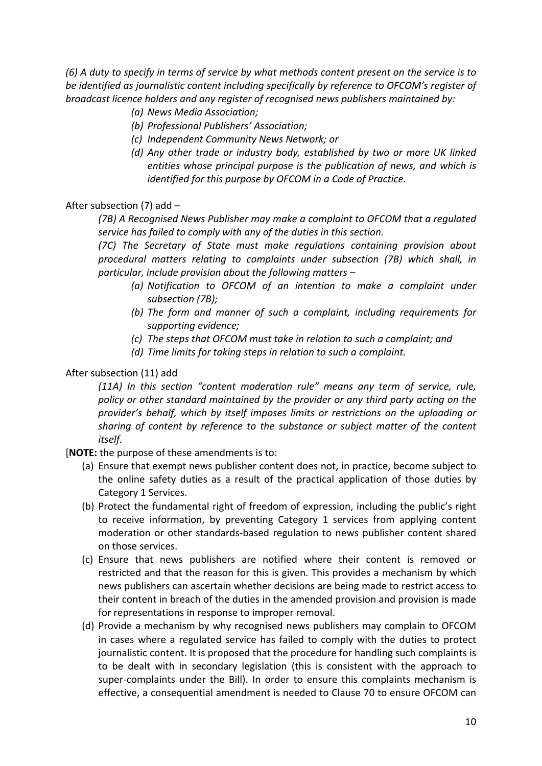*(6) A duty to specify in terms of service by what methods content present on the service is to be identified as journalistic content including specifically by reference to OFCOM's register of broadcast licence holders and any register of recognised news publishers maintained by:*

> *(a) News Media Association;*
> *(b) Professional Publishers' Association;*
> *(c) Independent Community News Network; or*
> *(d) Any other trade or industry body, established by two or more UK linked entities whose principal purpose is the publication of news, and which is identified for this purpose by OFCOM in a Code of Practice.*

After subsection (7) add –

> *(7B) A Recognised News Publisher may make a complaint to OFCOM that a regulated service has failed to comply with any of the duties in this section.*
>
> *(7C) The Secretary of State must make regulations containing provision about procedural matters relating to complaints under subsection (7B) which shall, in particular, include provision about the following matters –*
>
> > *(a) Notification to OFCOM of an intention to make a complaint under subsection (7B);*
> > *(b) The form and manner of such a complaint, including requirements for supporting evidence;*
> > *(c) The steps that OFCOM must take in relation to such a complaint; and*
> > *(d) Time limits for taking steps in relation to such a complaint.*

After subsection (11) add

> *(11A) In this section "content moderation rule" means any term of service, rule, policy or other standard maintained by the provider or any third party acting on the provider's behalf, which by itself imposes limits or restrictions on the uploading or sharing of content by reference to the substance or subject matter of the content itself.*

[**NOTE:** the purpose of these amendments is to:

(a) Ensure that exempt news publisher content does not, in practice, become subject to the online safety duties as a result of the practical application of those duties by Category 1 Services.

(b) Protect the fundamental right of freedom of expression, including the public's right to receive information, by preventing Category 1 services from applying content moderation or other standards-based regulation to news publisher content shared on those services.

(c) Ensure that news publishers are notified where their content is removed or restricted and that the reason for this is given. This provides a mechanism by which news publishers can ascertain whether decisions are being made to restrict access to their content in breach of the duties in the amended provision and provision is made for representations in response to improper removal.

(d) Provide a mechanism by why recognised news publishers may complain to OFCOM in cases where a regulated service has failed to comply with the duties to protect journalistic content. It is proposed that the procedure for handling such complaints is to be dealt with in secondary legislation (this is consistent with the approach to super-complaints under the Bill). In order to ensure this complaints mechanism is effective, a consequential amendment is needed to Clause 70 to ensure OFCOM can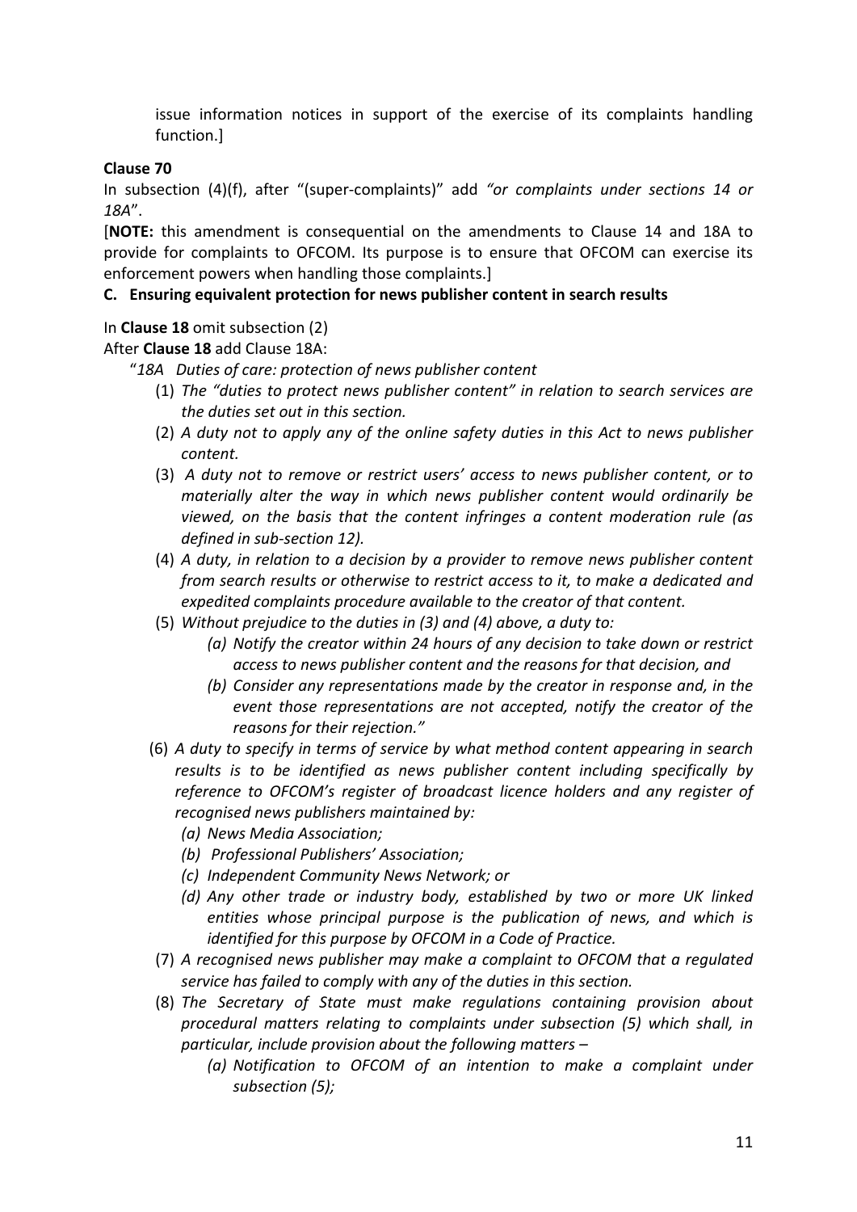issue information notices in support of the exercise of its complaints handling function.]

**Clause 70**

In subsection (4)(f), after "(super-complaints)" add *"or complaints under sections 14 or 18A*".

[**NOTE:** this amendment is consequential on the amendments to Clause 14 and 18A to provide for complaints to OFCOM. Its purpose is to ensure that OFCOM can exercise its enforcement powers when handling those complaints.]

**C. Ensuring equivalent protection for news publisher content in search results**

In **Clause 18** omit subsection (2)

After **Clause 18** add Clause 18A:

"*18A Duties of care: protection of news publisher content*

(1) *The "duties to protect news publisher content" in relation to search services are the duties set out in this section.*

(2) *A duty not to apply any of the online safety duties in this Act to news publisher content.*

(3) *A duty not to remove or restrict users' access to news publisher content, or to materially alter the way in which news publisher content would ordinarily be viewed, on the basis that the content infringes a content moderation rule (as defined in sub-section 12).*

(4) *A duty, in relation to a decision by a provider to remove news publisher content from search results or otherwise to restrict access to it, to make a dedicated and expedited complaints procedure available to the creator of that content.*

(5) *Without prejudice to the duties in (3) and (4) above, a duty to:*

   *(a) Notify the creator within 24 hours of any decision to take down or restrict access to news publisher content and the reasons for that decision, and*

   *(b) Consider any representations made by the creator in response and, in the event those representations are not accepted, notify the creator of the reasons for their rejection."*

(6) *A duty to specify in terms of service by what method content appearing in search results is to be identified as news publisher content including specifically by reference to OFCOM's register of broadcast licence holders and any register of recognised news publishers maintained by:*

   *(a) News Media Association;*

   *(b) Professional Publishers' Association;*

   *(c) Independent Community News Network; or*

   *(d) Any other trade or industry body, established by two or more UK linked entities whose principal purpose is the publication of news, and which is identified for this purpose by OFCOM in a Code of Practice.*

(7) *A recognised news publisher may make a complaint to OFCOM that a regulated service has failed to comply with any of the duties in this section.*

(8) *The Secretary of State must make regulations containing provision about procedural matters relating to complaints under subsection (5) which shall, in particular, include provision about the following matters –*

   *(a) Notification to OFCOM of an intention to make a complaint under subsection (5);*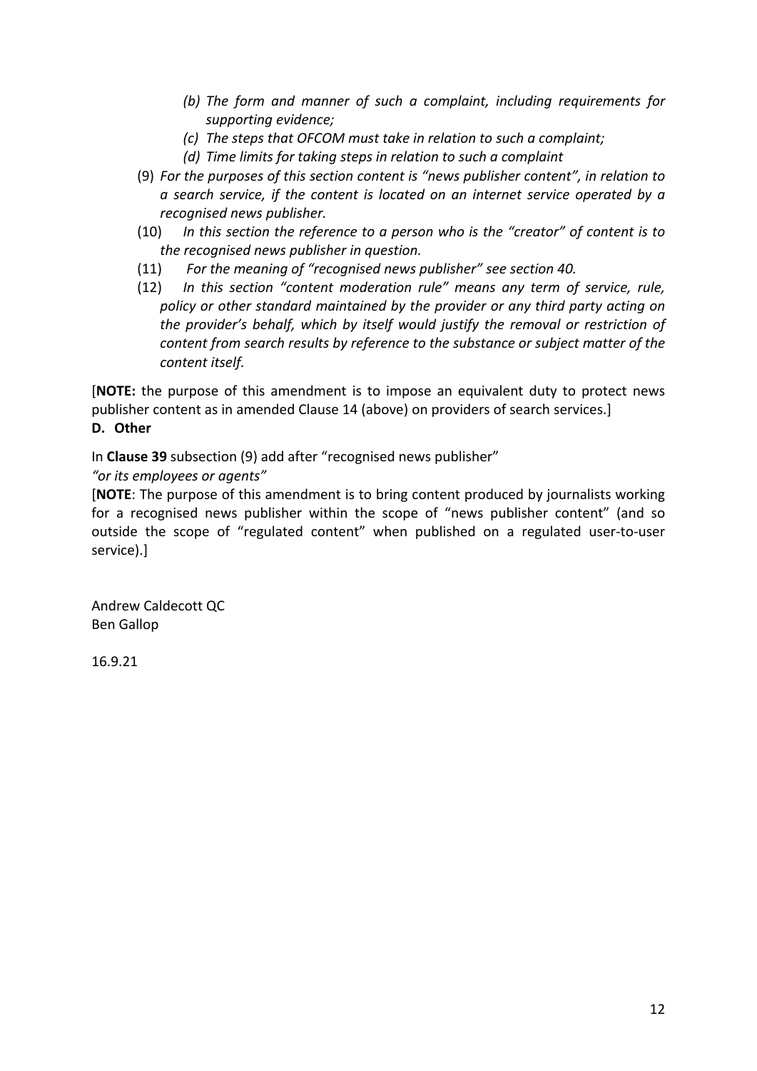*(b) The form and manner of such a complaint, including requirements for supporting evidence;*

*(c) The steps that OFCOM must take in relation to such a complaint;*

*(d) Time limits for taking steps in relation to such a complaint*

(9) *For the purposes of this section content is "news publisher content", in relation to a search service, if the content is located on an internet service operated by a recognised news publisher.*

(10) *In this section the reference to a person who is the "creator" of content is to the recognised news publisher in question.*

(11) *For the meaning of "recognised news publisher" see section 40.*

(12) *In this section "content moderation rule" means any term of service, rule, policy or other standard maintained by the provider or any third party acting on the provider's behalf, which by itself would justify the removal or restriction of content from search results by reference to the substance or subject matter of the content itself.*

[**NOTE:** the purpose of this amendment is to impose an equivalent duty to protect news publisher content as in amended Clause 14 (above) on providers of search services.]

**D. Other**

In **Clause 39** subsection (9) add after "recognised news publisher"

*"or its employees or agents"*

[**NOTE**: The purpose of this amendment is to bring content produced by journalists working for a recognised news publisher within the scope of "news publisher content" (and so outside the scope of "regulated content" when published on a regulated user-to-user service).]

Andrew Caldecott QC
Ben Gallop

16.9.21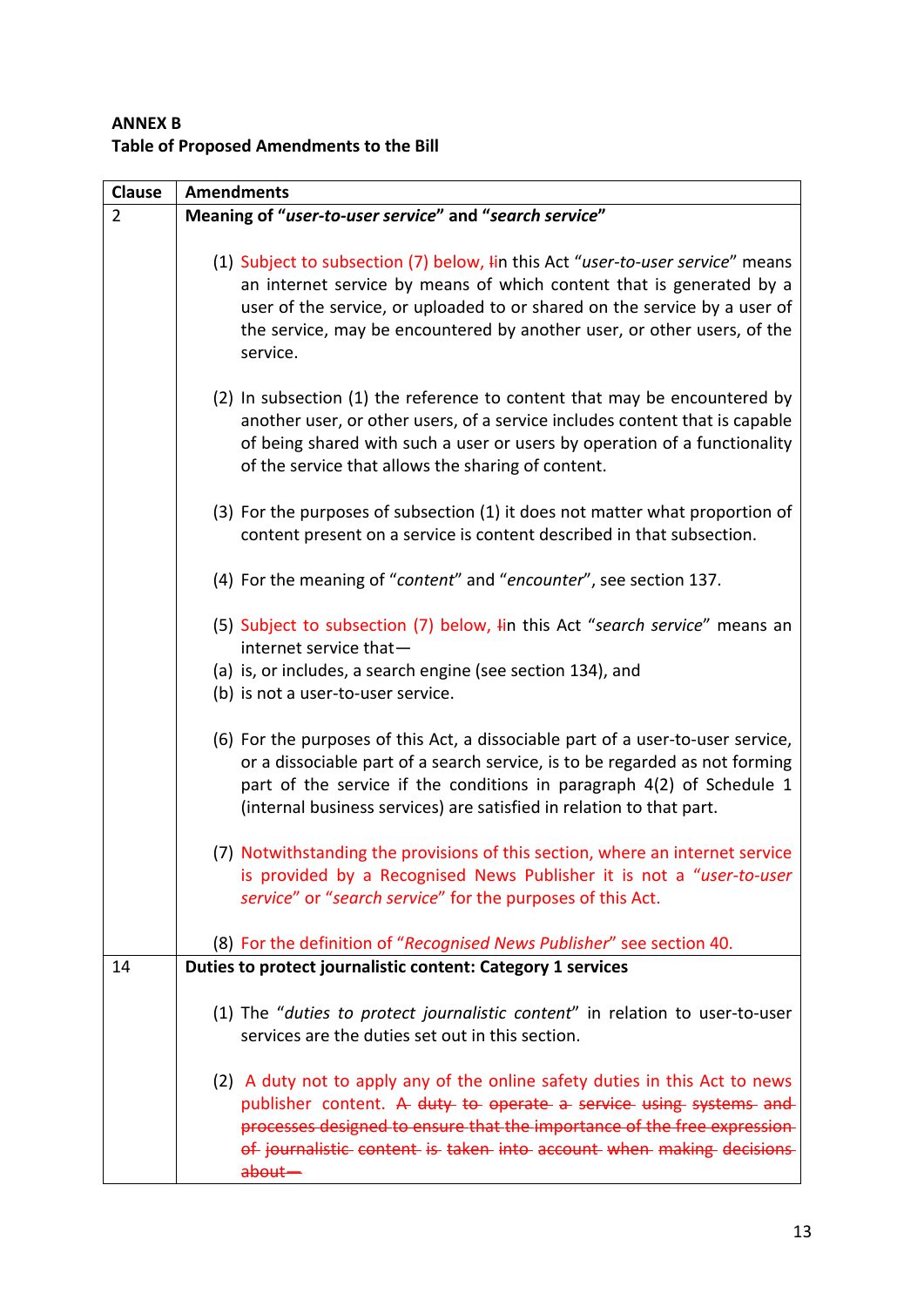**ANNEX B**
**Table of Proposed Amendments to the Bill**

| Clause | Amendments |
|---|---|
| 2 | **Meaning of "*user-to-user service*" and "*search service*"**<br><br>(1) Subject to subsection (7) below, ~~I~~in this Act "*user-to-user service*" means an internet service by means of which content that is generated by a user of the service, or uploaded to or shared on the service by a user of the service, may be encountered by another user, or other users, of the service.<br><br>(2) In subsection (1) the reference to content that may be encountered by another user, or other users, of a service includes content that is capable of being shared with such a user or users by operation of a functionality of the service that allows the sharing of content.<br><br>(3) For the purposes of subsection (1) it does not matter what proportion of content present on a service is content described in that subsection.<br><br>(4) For the meaning of "*content*" and "*encounter*", see section 137.<br><br>(5) Subject to subsection (7) below, ~~I~~in this Act "*search service*" means an internet service that—<br>(a) is, or includes, a search engine (see section 134), and<br>(b) is not a user-to-user service.<br><br>(6) For the purposes of this Act, a dissociable part of a user-to-user service, or a dissociable part of a search service, is to be regarded as not forming part of the service if the conditions in paragraph 4(2) of Schedule 1 (internal business services) are satisfied in relation to that part.<br><br>(7) Notwithstanding the provisions of this section, where an internet service is provided by a Recognised News Publisher it is not a "*user-to-user service*" or "*search service*" for the purposes of this Act.<br><br>(8) For the definition of "*Recognised News Publisher*" see section 40. |
| 14 | **Duties to protect journalistic content: Category 1 services**<br><br>(1) The "*duties to protect journalistic content*" in relation to user-to-user services are the duties set out in this section.<br><br>(2) A duty not to apply any of the online safety duties in this Act to news publisher content. ~~A duty to operate a service using systems and processes designed to ensure that the importance of the free expression of journalistic content is taken into account when making decisions about—~~ |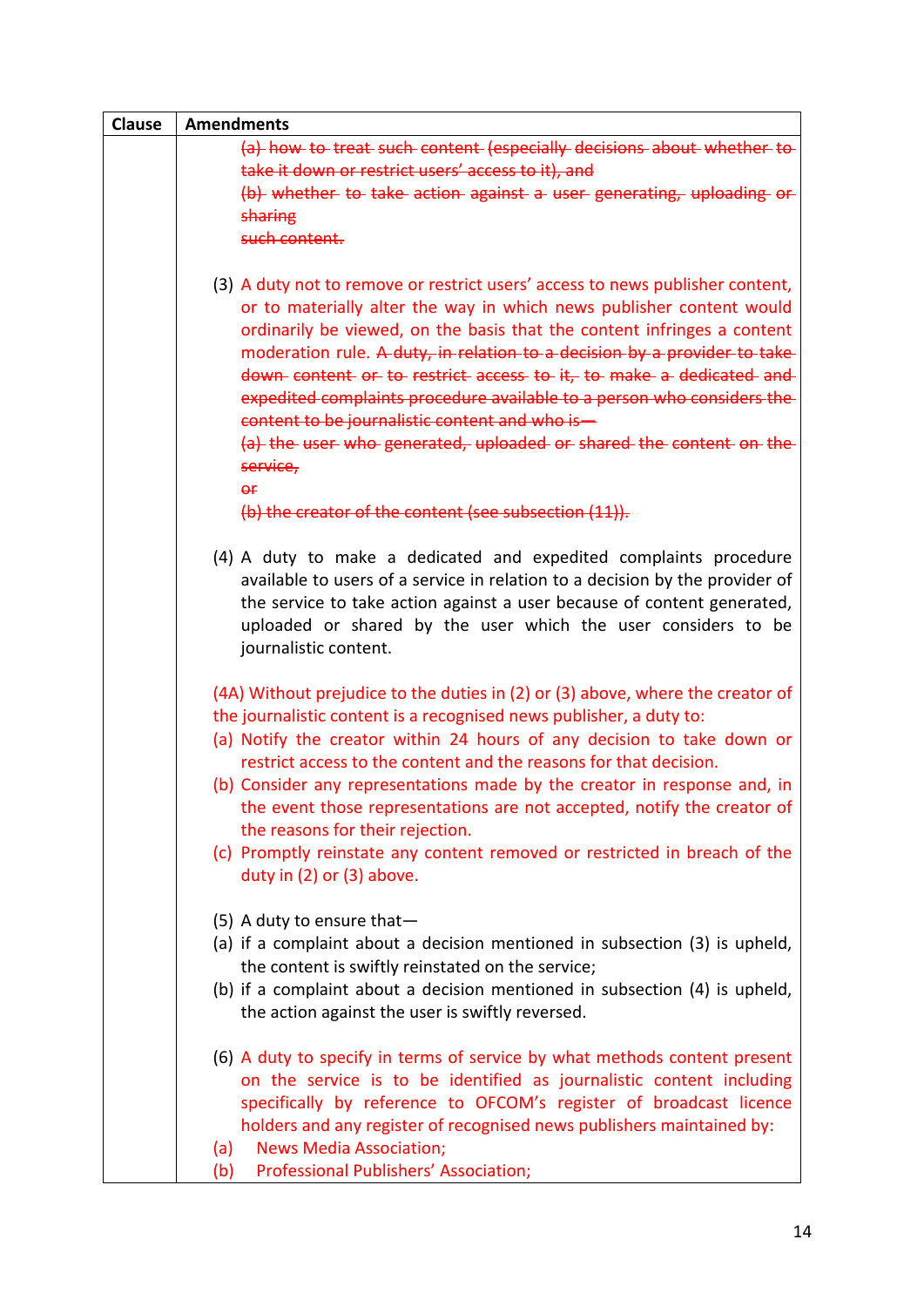| Clause | Amendments |
|---|---|
| | ~~(a) how to treat such content (especially decisions about whether to take it down or restrict users' access to it), and~~<br>~~(b) whether to take action against a user generating, uploading or sharing such content.~~<br><br>(3) A duty not to remove or restrict users' access to news publisher content, or to materially alter the way in which news publisher content would ordinarily be viewed, on the basis that the content infringes a content moderation rule. ~~A duty, in relation to a decision by a provider to take down content or to restrict access to it, to make a dedicated and expedited complaints procedure available to a person who considers the content to be journalistic content and who is—~~<br>~~(a) the user who generated, uploaded or shared the content on the service,~~<br>~~or~~<br>~~(b) the creator of the content (see subsection (11)).~~<br><br>(4) A duty to make a dedicated and expedited complaints procedure available to users of a service in relation to a decision by the provider of the service to take action against a user because of content generated, uploaded or shared by the user which the user considers to be journalistic content.<br><br>(4A) Without prejudice to the duties in (2) or (3) above, where the creator of the journalistic content is a recognised news publisher, a duty to:<br>(a) Notify the creator within 24 hours of any decision to take down or restrict access to the content and the reasons for that decision.<br>(b) Consider any representations made by the creator in response and, in the event those representations are not accepted, notify the creator of the reasons for their rejection.<br>(c) Promptly reinstate any content removed or restricted in breach of the duty in (2) or (3) above.<br><br>(5) A duty to ensure that—<br>(a) if a complaint about a decision mentioned in subsection (3) is upheld, the content is swiftly reinstated on the service;<br>(b) if a complaint about a decision mentioned in subsection (4) is upheld, the action against the user is swiftly reversed.<br><br>(6) A duty to specify in terms of service by what methods content present on the service is to be identified as journalistic content including specifically by reference to OFCOM's register of broadcast licence holders and any register of recognised news publishers maintained by:<br>(a) News Media Association;<br>(b) Professional Publishers' Association; |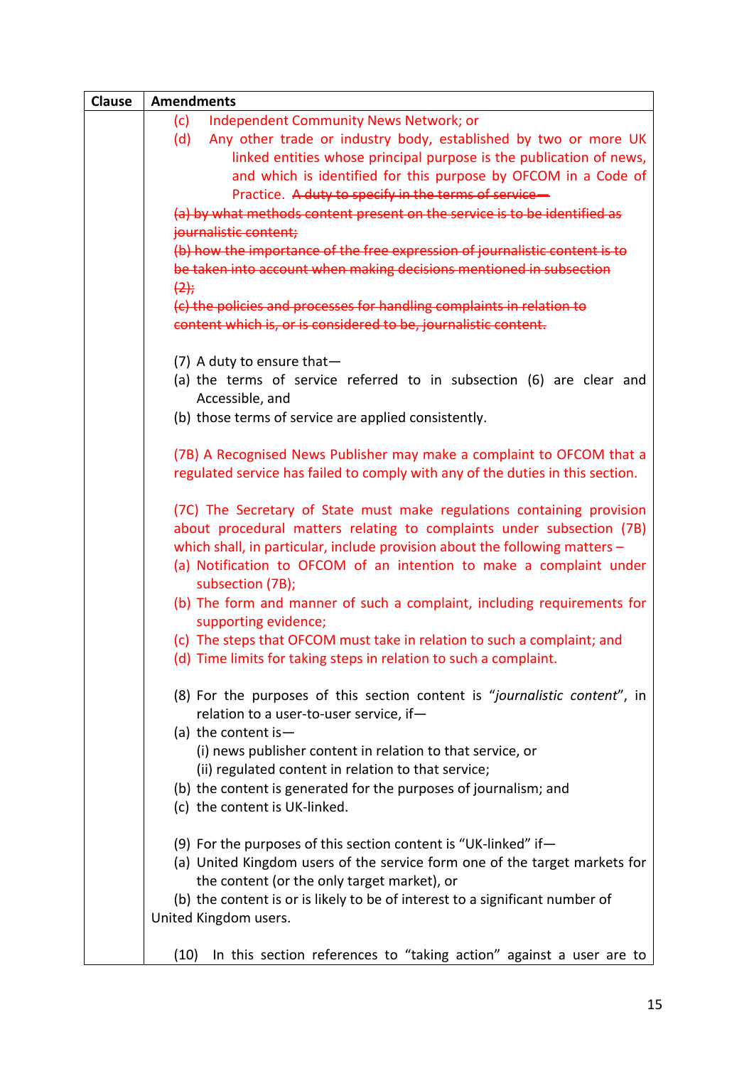| Clause | Amendments |
|---|---|
| | (c) Independent Community News Network; or<br>(d) Any other trade or industry body, established by two or more UK linked entities whose principal purpose is the publication of news, and which is identified for this purpose by OFCOM in a Code of Practice. ~~A duty to specify in the terms of service—~~<br>~~(a) by what methods content present on the service is to be identified as journalistic content;~~<br>~~(b) how the importance of the free expression of journalistic content is to be taken into account when making decisions mentioned in subsection (2);~~<br>~~(c) the policies and processes for handling complaints in relation to content which is, or is considered to be, journalistic content.~~<br><br>(7) A duty to ensure that—<br>(a) the terms of service referred to in subsection (6) are clear and Accessible, and<br>(b) those terms of service are applied consistently.<br><br>(7B) A Recognised News Publisher may make a complaint to OFCOM that a regulated service has failed to comply with any of the duties in this section.<br><br>(7C) The Secretary of State must make regulations containing provision about procedural matters relating to complaints under subsection (7B) which shall, in particular, include provision about the following matters –<br>(a) Notification to OFCOM of an intention to make a complaint under subsection (7B);<br>(b) The form and manner of such a complaint, including requirements for supporting evidence;<br>(c) The steps that OFCOM must take in relation to such a complaint; and<br>(d) Time limits for taking steps in relation to such a complaint.<br><br>(8) For the purposes of this section content is "*journalistic content*", in relation to a user-to-user service, if—<br>(a) the content is—<br>(i) news publisher content in relation to that service, or<br>(ii) regulated content in relation to that service;<br>(b) the content is generated for the purposes of journalism; and<br>(c) the content is UK-linked.<br><br>(9) For the purposes of this section content is "UK-linked" if—<br>(a) United Kingdom users of the service form one of the target markets for the content (or the only target market), or<br>(b) the content is or is likely to be of interest to a significant number of United Kingdom users.<br><br>(10) In this section references to "taking action" against a user are to |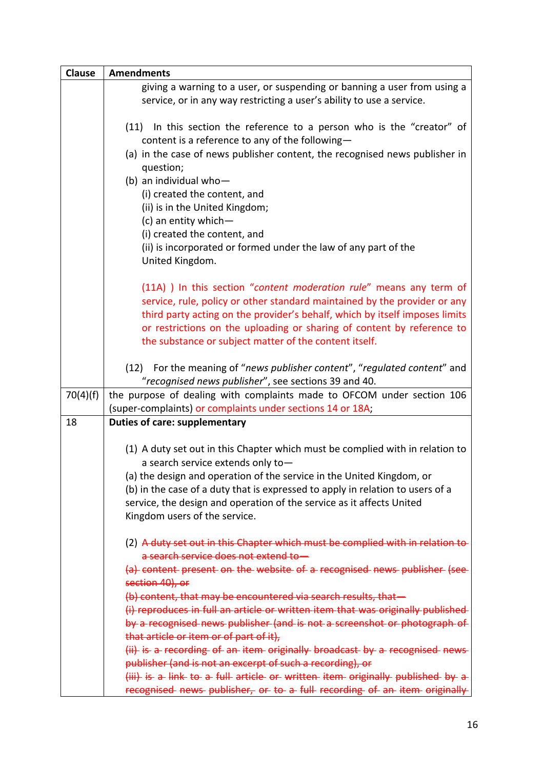| Clause | Amendments |
|---|---|
| | giving a warning to a user, or suspending or banning a user from using a service, or in any way restricting a user's ability to use a service.<br><br>(11) In this section the reference to a person who is the "creator" of content is a reference to any of the following—<br>(a) in the case of news publisher content, the recognised news publisher in question;<br>(b) an individual who—<br>(i) created the content, and<br>(ii) is in the United Kingdom;<br>(c) an entity which—<br>(i) created the content, and<br>(ii) is incorporated or formed under the law of any part of the United Kingdom.<br><br>(11A) ) In this section "*content moderation rule*" means any term of service, rule, policy or other standard maintained by the provider or any third party acting on the provider's behalf, which by itself imposes limits or restrictions on the uploading or sharing of content by reference to the substance or subject matter of the content itself.<br><br>(12) For the meaning of "*news publisher content*", "*regulated content*" and "*recognised news publisher*", see sections 39 and 40. |
| 70(4)(f) | the purpose of dealing with complaints made to OFCOM under section 106 (super-complaints) or complaints under sections 14 or 18A; |
| 18 | **Duties of care: supplementary**<br><br>(1) A duty set out in this Chapter which must be complied with in relation to a search service extends only to—<br>(a) the design and operation of the service in the United Kingdom, or<br>(b) in the case of a duty that is expressed to apply in relation to users of a service, the design and operation of the service as it affects United Kingdom users of the service.<br><br>(2) ~~A duty set out in this Chapter which must be complied with in relation to a search service does not extend to—~~<br>~~(a) content present on the website of a recognised news publisher (see section 40), or~~<br>~~(b) content, that may be encountered via search results, that—~~<br>~~(i) reproduces in full an article or written item that was originally published by a recognised news publisher (and is not a screenshot or photograph of that article or item or of part of it),~~<br>~~(ii) is a recording of an item originally broadcast by a recognised news publisher (and is not an excerpt of such a recording), or~~<br>~~(iii) is a link to a full article or written item originally published by a recognised news publisher, or to a full recording of an item originally~~ |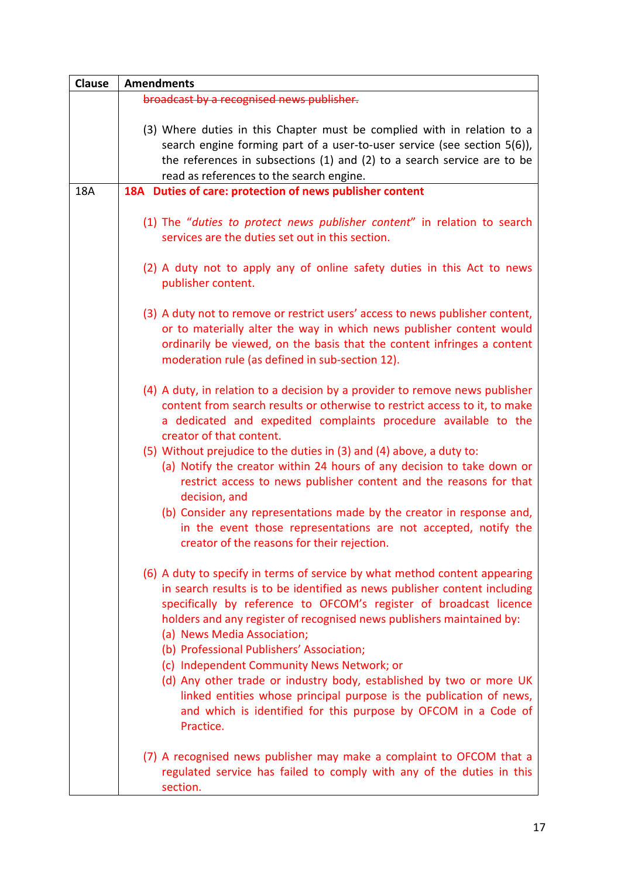| Clause | Amendments |
|---|---|
| | ~~broadcast by a recognised news publisher.~~<br><br>(3) Where duties in this Chapter must be complied with in relation to a search engine forming part of a user-to-user service (see section 5(6)), the references in subsections (1) and (2) to a search service are to be read as references to the search engine. |
| 18A | **18A Duties of care: protection of news publisher content**<br><br>(1) The "*duties to protect news publisher content*" in relation to search services are the duties set out in this section.<br><br>(2) A duty not to apply any of online safety duties in this Act to news publisher content.<br><br>(3) A duty not to remove or restrict users' access to news publisher content, or to materially alter the way in which news publisher content would ordinarily be viewed, on the basis that the content infringes a content moderation rule (as defined in sub-section 12).<br><br>(4) A duty, in relation to a decision by a provider to remove news publisher content from search results or otherwise to restrict access to it, to make a dedicated and expedited complaints procedure available to the creator of that content.<br>(5) Without prejudice to the duties in (3) and (4) above, a duty to:<br>(a) Notify the creator within 24 hours of any decision to take down or restrict access to news publisher content and the reasons for that decision, and<br>(b) Consider any representations made by the creator in response and, in the event those representations are not accepted, notify the creator of the reasons for their rejection.<br><br>(6) A duty to specify in terms of service by what method content appearing in search results is to be identified as news publisher content including specifically by reference to OFCOM's register of broadcast licence holders and any register of recognised news publishers maintained by:<br>(a) News Media Association;<br>(b) Professional Publishers' Association;<br>(c) Independent Community News Network; or<br>(d) Any other trade or industry body, established by two or more UK linked entities whose principal purpose is the publication of news, and which is identified for this purpose by OFCOM in a Code of Practice.<br><br>(7) A recognised news publisher may make a complaint to OFCOM that a regulated service has failed to comply with any of the duties in this section. |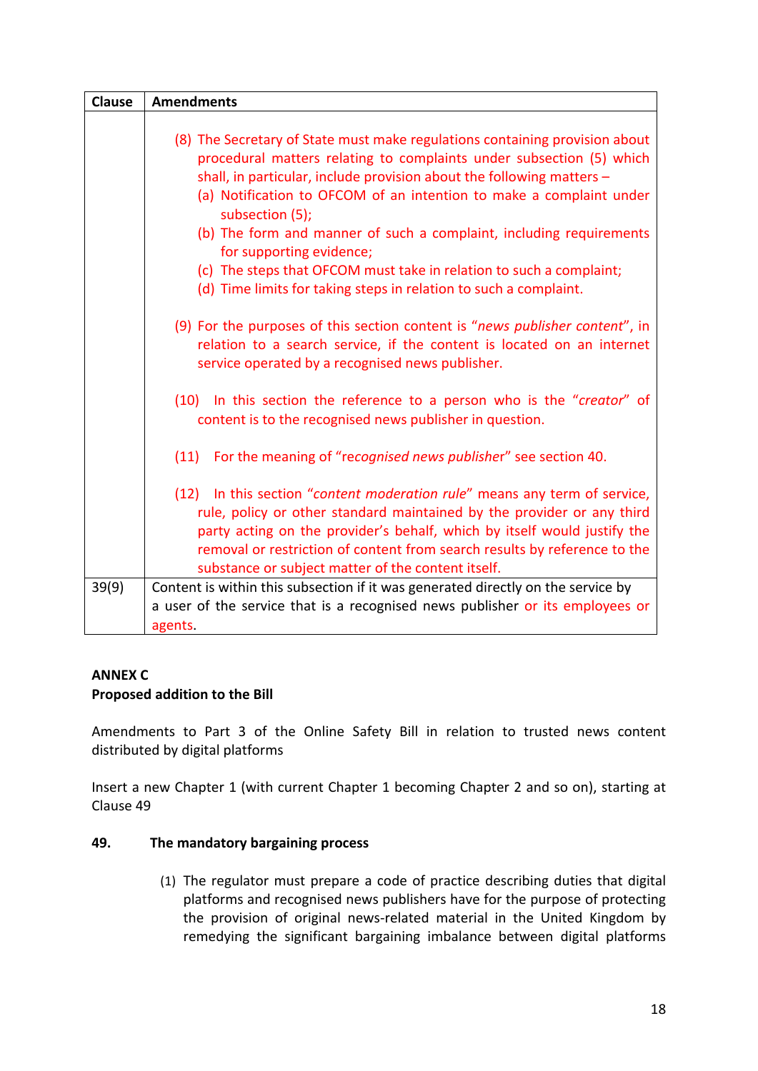| Clause | Amendments |
|---|---|
| | (8) The Secretary of State must make regulations containing provision about procedural matters relating to complaints under subsection (5) which shall, in particular, include provision about the following matters – (a) Notification to OFCOM of an intention to make a complaint under subsection (5); (b) The form and manner of such a complaint, including requirements for supporting evidence; (c) The steps that OFCOM must take in relation to such a complaint; (d) Time limits for taking steps in relation to such a complaint. (9) For the purposes of this section content is "*news publisher content*", in relation to a search service, if the content is located on an internet service operated by a recognised news publisher. (10) In this section the reference to a person who is the "*creator*" of content is to the recognised news publisher in question. (11) For the meaning of "*recognised news publisher*" see section 40. (12) In this section "*content moderation rule*" means any term of service, rule, policy or other standard maintained by the provider or any third party acting on the provider's behalf, which by itself would justify the removal or restriction of content from search results by reference to the substance or subject matter of the content itself. |
| 39(9) | Content is within this subsection if it was generated directly on the service by a user of the service that is a recognised news publisher or its employees or agents. |

**ANNEX C**
**Proposed addition to the Bill**

Amendments to Part 3 of the Online Safety Bill in relation to trusted news content distributed by digital platforms

Insert a new Chapter 1 (with current Chapter 1 becoming Chapter 2 and so on), starting at Clause 49

**49. The mandatory bargaining process**

(1) The regulator must prepare a code of practice describing duties that digital platforms and recognised news publishers have for the purpose of protecting the provision of original news-related material in the United Kingdom by remedying the significant bargaining imbalance between digital platforms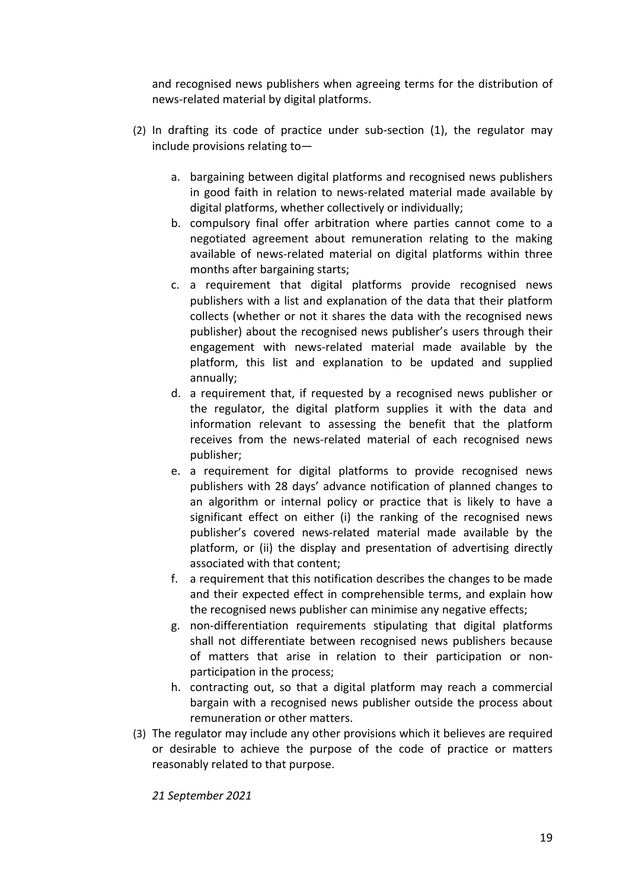and recognised news publishers when agreeing terms for the distribution of news-related material by digital platforms.

(2) In drafting its code of practice under sub-section (1), the regulator may include provisions relating to—

   a. bargaining between digital platforms and recognised news publishers in good faith in relation to news-related material made available by digital platforms, whether collectively or individually;
   b. compulsory final offer arbitration where parties cannot come to a negotiated agreement about remuneration relating to the making available of news-related material on digital platforms within three months after bargaining starts;
   c. a requirement that digital platforms provide recognised news publishers with a list and explanation of the data that their platform collects (whether or not it shares the data with the recognised news publisher) about the recognised news publisher's users through their engagement with news-related material made available by the platform, this list and explanation to be updated and supplied annually;
   d. a requirement that, if requested by a recognised news publisher or the regulator, the digital platform supplies it with the data and information relevant to assessing the benefit that the platform receives from the news-related material of each recognised news publisher;
   e. a requirement for digital platforms to provide recognised news publishers with 28 days' advance notification of planned changes to an algorithm or internal policy or practice that is likely to have a significant effect on either (i) the ranking of the recognised news publisher's covered news-related material made available by the platform, or (ii) the display and presentation of advertising directly associated with that content;
   f. a requirement that this notification describes the changes to be made and their expected effect in comprehensible terms, and explain how the recognised news publisher can minimise any negative effects;
   g. non-differentiation requirements stipulating that digital platforms shall not differentiate between recognised news publishers because of matters that arise in relation to their participation or non-participation in the process;
   h. contracting out, so that a digital platform may reach a commercial bargain with a recognised news publisher outside the process about remuneration or other matters.

(3) The regulator may include any other provisions which it believes are required or desirable to achieve the purpose of the code of practice or matters reasonably related to that purpose.

*21 September 2021*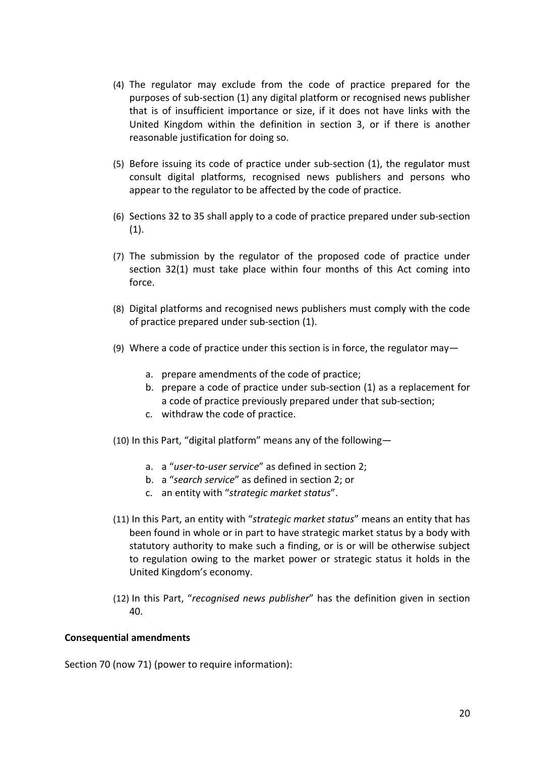(4) The regulator may exclude from the code of practice prepared for the purposes of sub-section (1) any digital platform or recognised news publisher that is of insufficient importance or size, if it does not have links with the United Kingdom within the definition in section 3, or if there is another reasonable justification for doing so.

(5) Before issuing its code of practice under sub-section (1), the regulator must consult digital platforms, recognised news publishers and persons who appear to the regulator to be affected by the code of practice.

(6) Sections 32 to 35 shall apply to a code of practice prepared under sub-section (1).

(7) The submission by the regulator of the proposed code of practice under section 32(1) must take place within four months of this Act coming into force.

(8) Digital platforms and recognised news publishers must comply with the code of practice prepared under sub-section (1).

(9) Where a code of practice under this section is in force, the regulator may—

   a. prepare amendments of the code of practice;
   b. prepare a code of practice under sub-section (1) as a replacement for a code of practice previously prepared under that sub-section;
   c. withdraw the code of practice.

(10) In this Part, "digital platform" means any of the following—

   a. a "*user-to-user service*" as defined in section 2;
   b. a "*search service*" as defined in section 2; or
   c. an entity with "*strategic market status*".

(11) In this Part, an entity with "*strategic market status*" means an entity that has been found in whole or in part to have strategic market status by a body with statutory authority to make such a finding, or is or will be otherwise subject to regulation owing to the market power or strategic status it holds in the United Kingdom's economy.

(12) In this Part, "*recognised news publisher*" has the definition given in section 40.

**Consequential amendments**

Section 70 (now 71) (power to require information):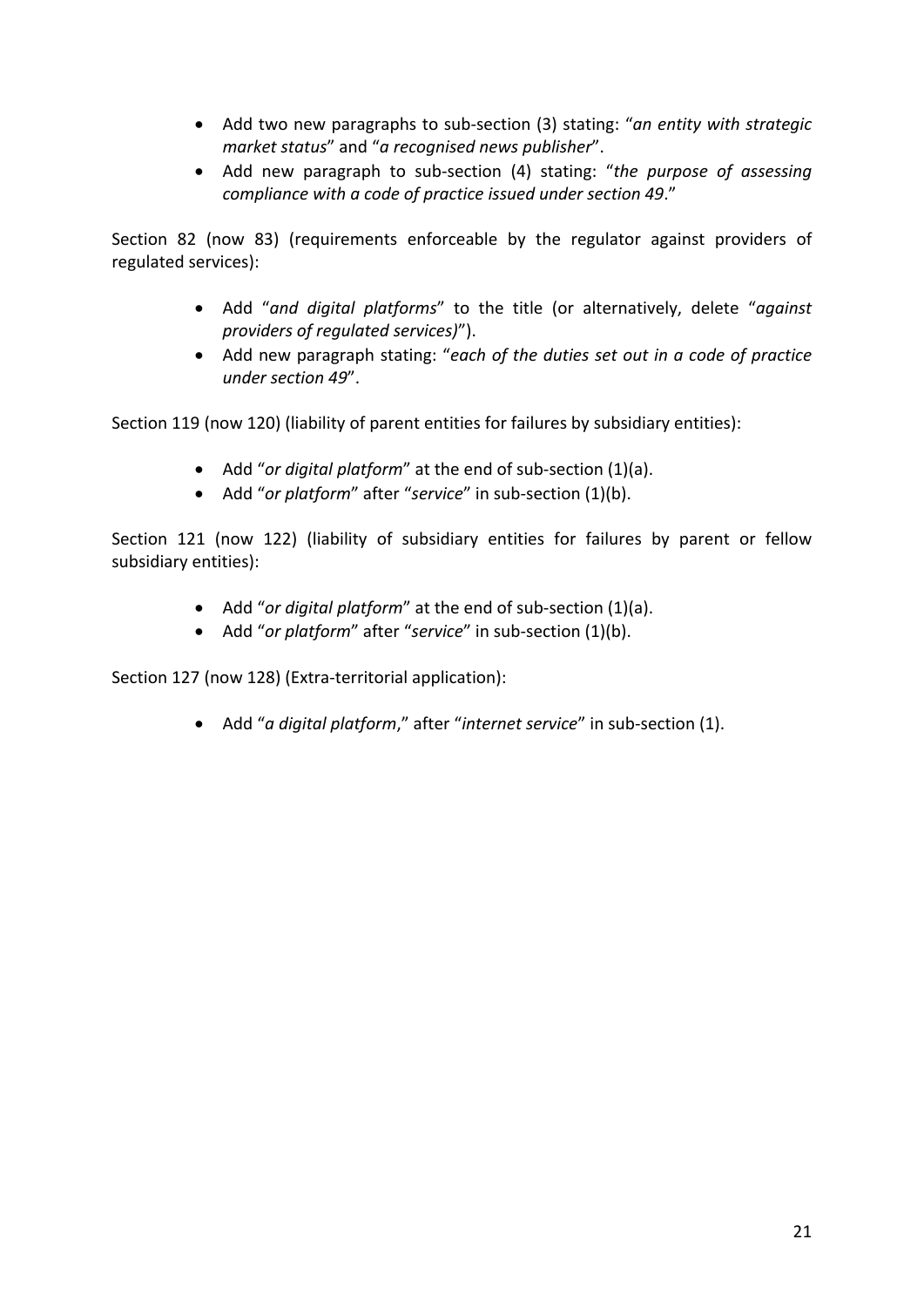- Add two new paragraphs to sub-section (3) stating: "*an entity with strategic market status*" and "*a recognised news publisher*".
- Add new paragraph to sub-section (4) stating: "*the purpose of assessing compliance with a code of practice issued under section 49*."

Section 82 (now 83) (requirements enforceable by the regulator against providers of regulated services):

- Add "*and digital platforms*" to the title (or alternatively, delete "*against providers of regulated services)*").
- Add new paragraph stating: "*each of the duties set out in a code of practice under section 49*".

Section 119 (now 120) (liability of parent entities for failures by subsidiary entities):

- Add "*or digital platform*" at the end of sub-section (1)(a).
- Add "*or platform*" after "*service*" in sub-section (1)(b).

Section 121 (now 122) (liability of subsidiary entities for failures by parent or fellow subsidiary entities):

- Add "*or digital platform*" at the end of sub-section (1)(a).
- Add "*or platform*" after "*service*" in sub-section (1)(b).

Section 127 (now 128) (Extra-territorial application):

- Add "*a digital platform*," after "*internet service*" in sub-section (1).